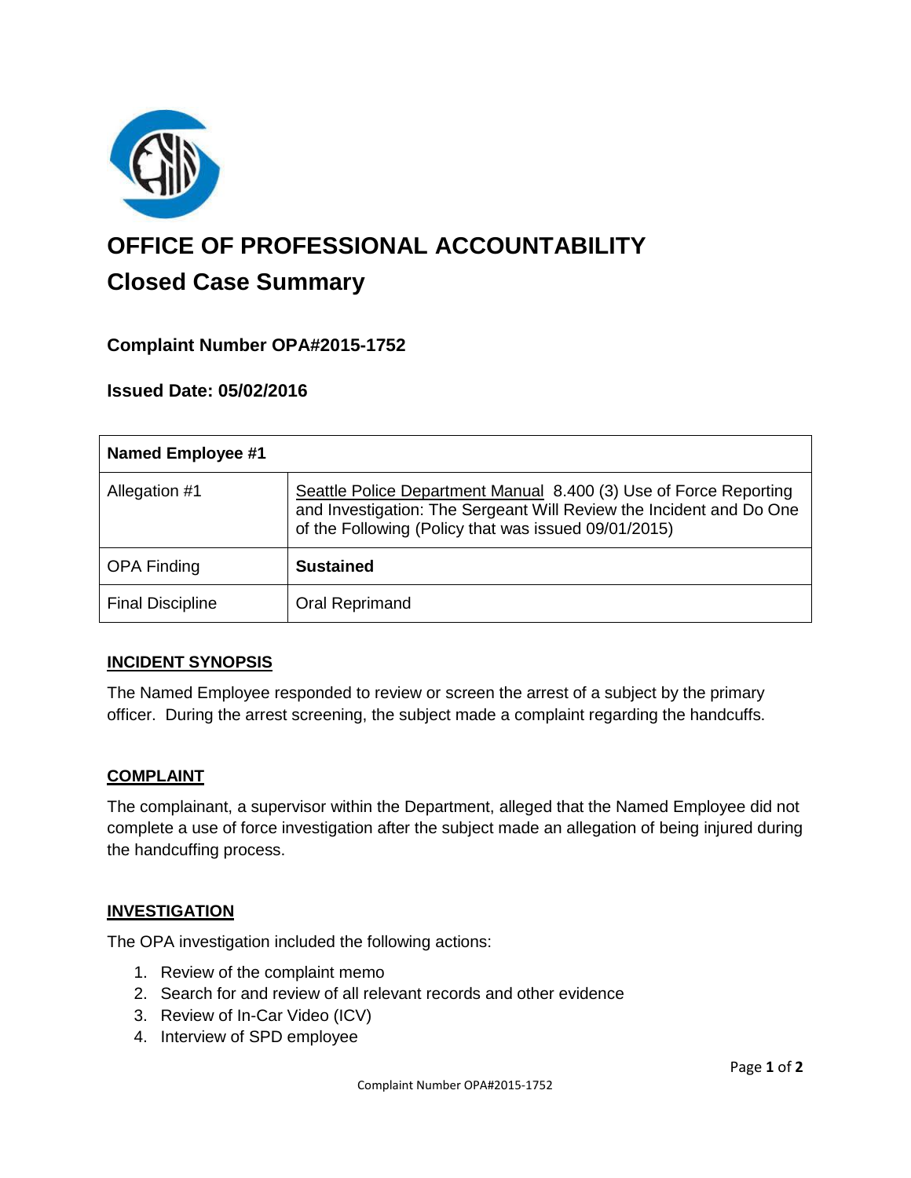# OFFICE OF PROFESSIONAL ACCOUNTABILITY

## Closed Case Summary

### Complaint Number OPA#2015-1752

### Issued Date: 05/02/2016

| Named Employee #1 | |
|---|---|
| Allegation #1 | Seattle Police Department Manual 8.400 (3) Use of Force Reporting and Investigation: The Sergeant Will Review the Incident and Do One of the Following (Policy that was issued 09/01/2015) |
| OPA Finding | **Sustained** |
| Final Discipline | Oral Reprimand |

**INCIDENT SYNOPSIS**

The Named Employee responded to review or screen the arrest of a subject by the primary officer. During the arrest screening, the subject made a complaint regarding the handcuffs.

**COMPLAINT**

The complainant, a supervisor within the Department, alleged that the Named Employee did not complete a use of force investigation after the subject made an allegation of being injured during the handcuffing process.

**INVESTIGATION**

The OPA investigation included the following actions:

1. Review of the complaint memo
2. Search for and review of all relevant records and other evidence
3. Review of In-Car Video (ICV)
4. Interview of SPD employee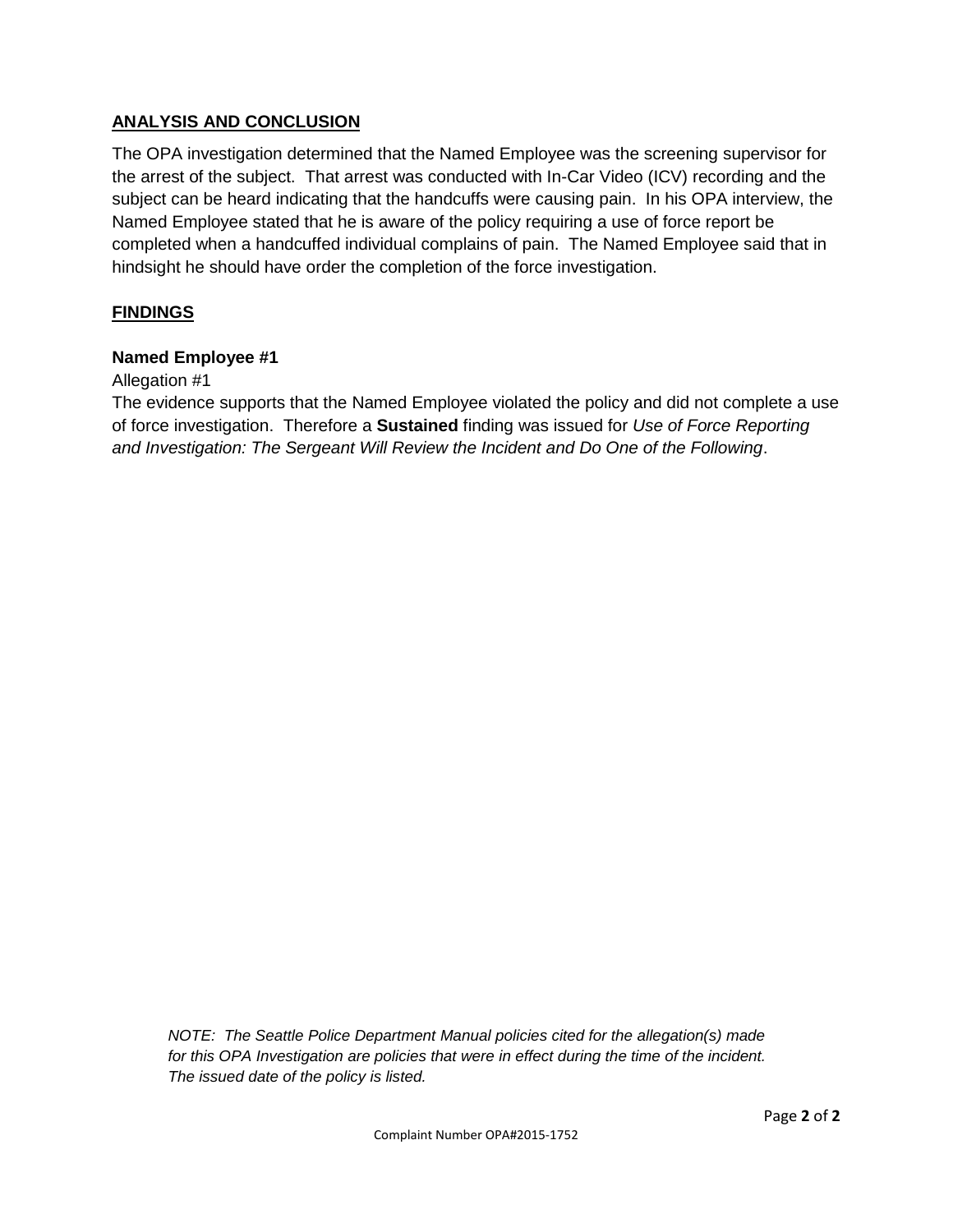## ANALYSIS AND CONCLUSION

The OPA investigation determined that the Named Employee was the screening supervisor for the arrest of the subject. That arrest was conducted with In-Car Video (ICV) recording and the subject can be heard indicating that the handcuffs were causing pain. In his OPA interview, the Named Employee stated that he is aware of the policy requiring a use of force report be completed when a handcuffed individual complains of pain. The Named Employee said that in hindsight he should have order the completion of the force investigation.

## FINDINGS

### Named Employee #1

Allegation #1

The evidence supports that the Named Employee violated the policy and did not complete a use of force investigation. Therefore a **Sustained** finding was issued for *Use of Force Reporting and Investigation: The Sergeant Will Review the Incident and Do One of the Following*.

*NOTE: The Seattle Police Department Manual policies cited for the allegation(s) made for this OPA Investigation are policies that were in effect during the time of the incident. The issued date of the policy is listed.*

Complaint Number OPA#2015-1752